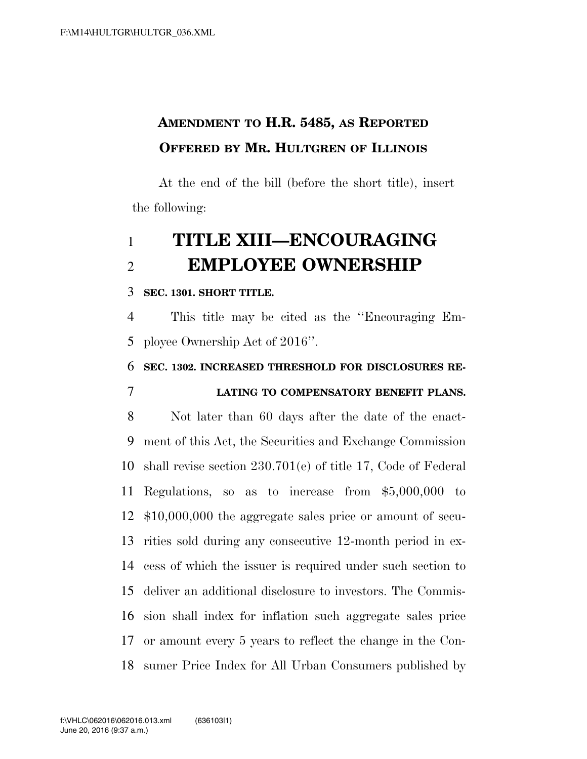**AMENDMENT TO H.R. 5485, AS REPORTED**
**OFFERED BY MR. HULTGREN OF ILLINOIS**

At the end of the bill (before the short title), insert the following:

# TITLE XIII—ENCOURAGING EMPLOYEE OWNERSHIP

**SEC. 1301. SHORT TITLE.**

This title may be cited as the ''Encouraging Employee Ownership Act of 2016''.

**SEC. 1302. INCREASED THRESHOLD FOR DISCLOSURES RELATING TO COMPENSATORY BENEFIT PLANS.**

Not later than 60 days after the date of the enactment of this Act, the Securities and Exchange Commission shall revise section 230.701(e) of title 17, Code of Federal Regulations, so as to increase from $5,000,000 to $10,000,000 the aggregate sales price or amount of securities sold during any consecutive 12-month period in excess of which the issuer is required under such section to deliver an additional disclosure to investors. The Commission shall index for inflation such aggregate sales price or amount every 5 years to reflect the change in the Consumer Price Index for All Urban Consumers published by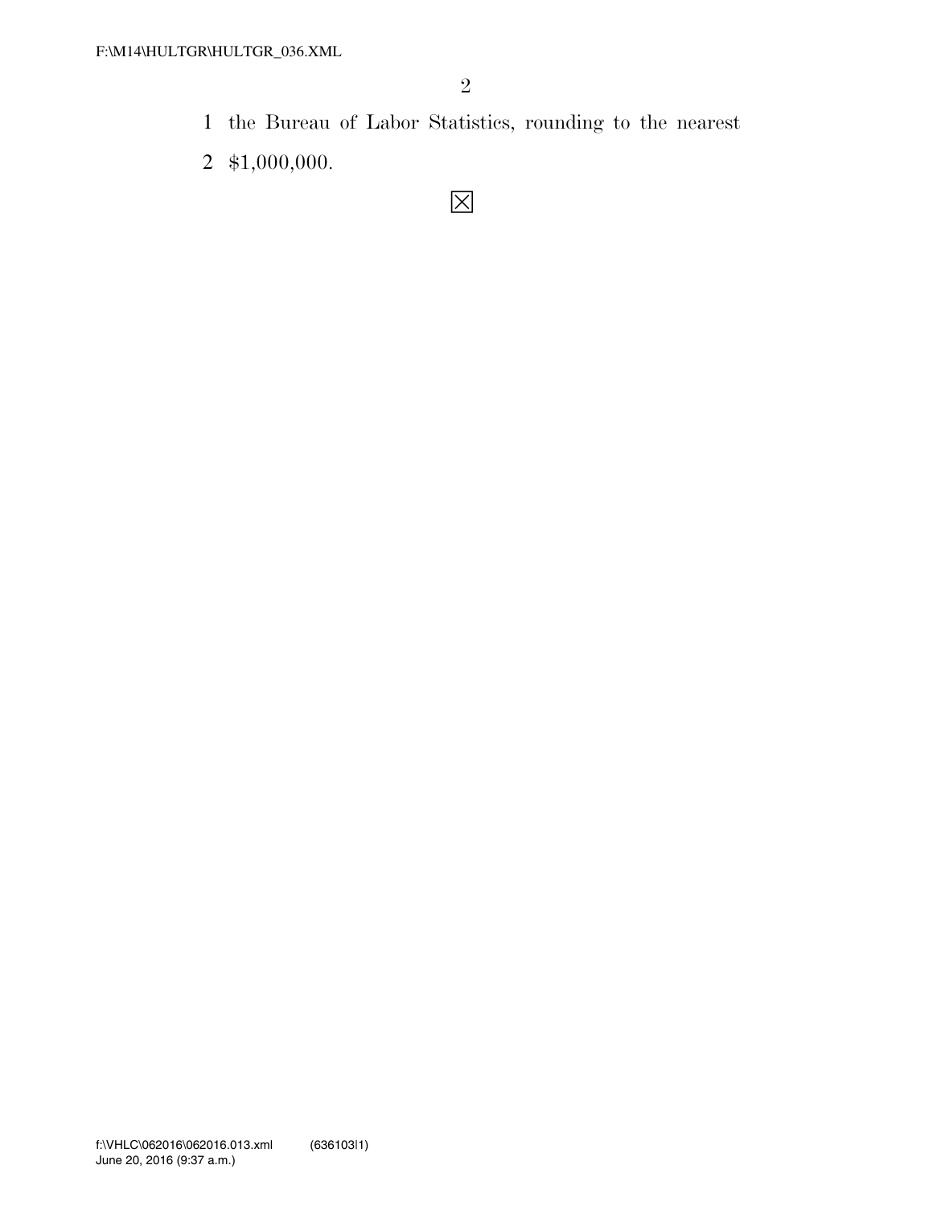the Bureau of Labor Statistics, rounding to the nearest $1,000,000.